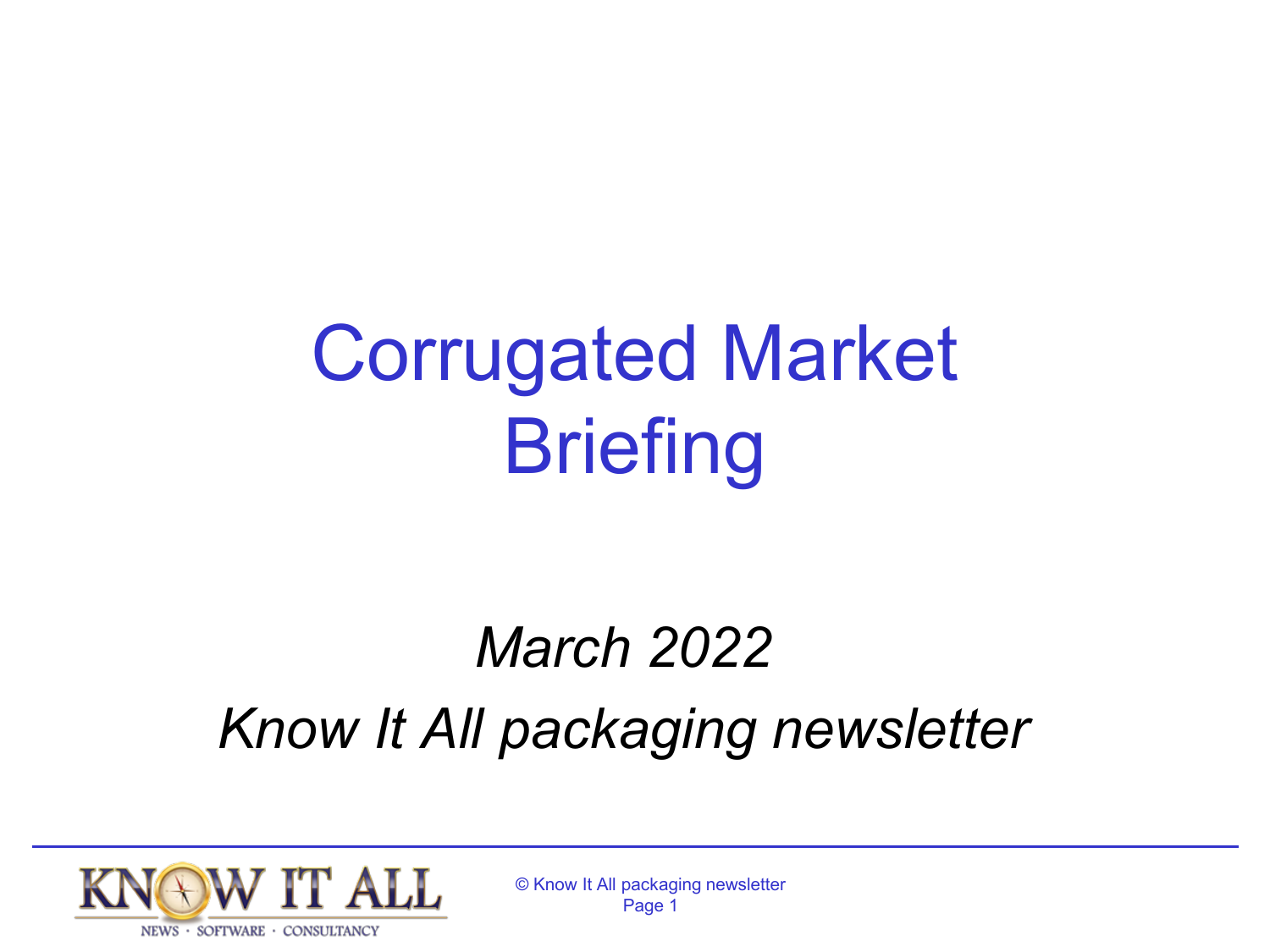# Corrugated Market Briefing

*March 2022*

*Know It All packaging newsletter*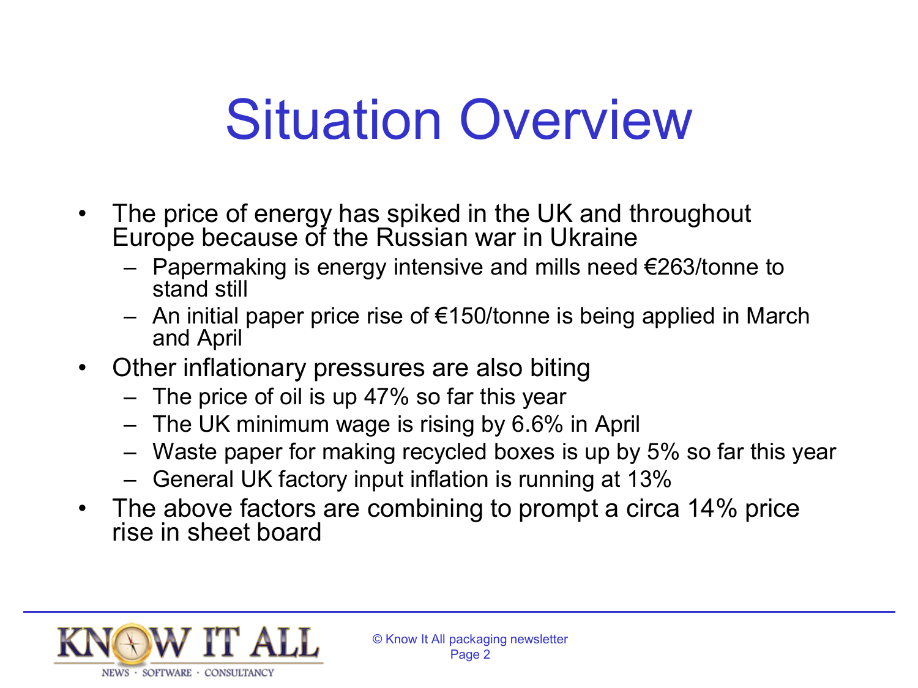# Situation Overview

- The price of energy has spiked in the UK and throughout Europe because of the Russian war in Ukraine
  - Papermaking is energy intensive and mills need €263/tonne to stand still
  - An initial paper price rise of €150/tonne is being applied in March and April
- Other inflationary pressures are also biting
  - The price of oil is up 47% so far this year
  - The UK minimum wage is rising by 6.6% in April
  - Waste paper for making recycled boxes is up by 5% so far this year
  - General UK factory input inflation is running at 13%
- The above factors are combining to prompt a circa 14% price rise in sheet board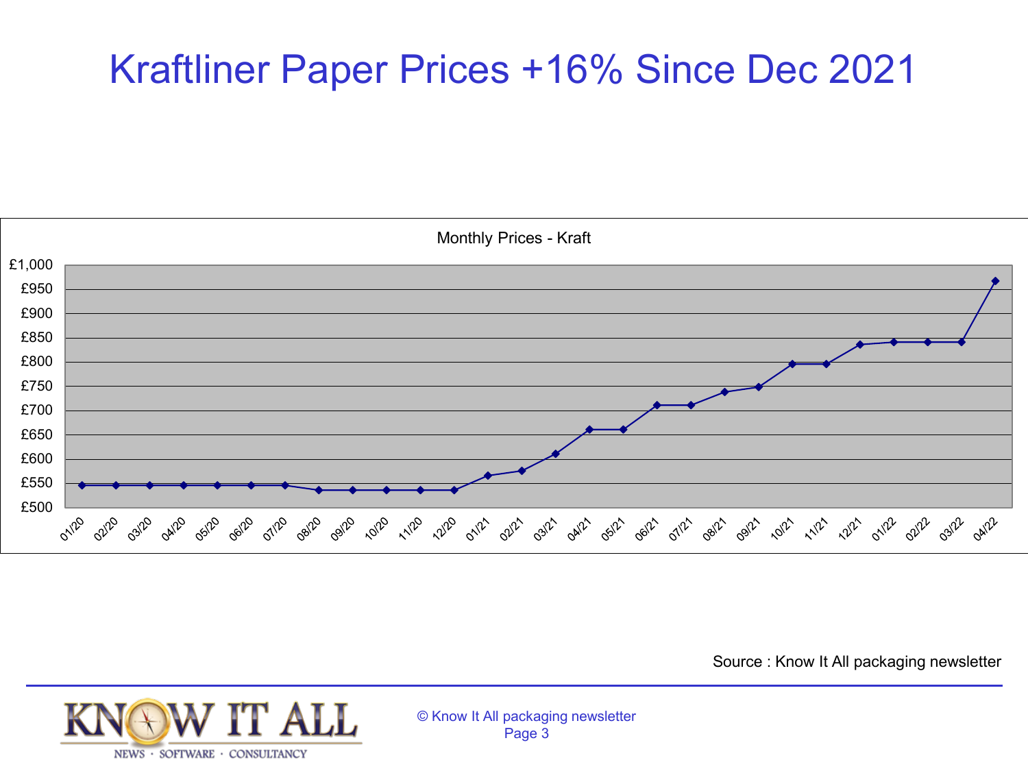# Kraftliner Paper Prices +16% Since Dec 2021

Monthly Prices - Kraft

| Month | Price |
|---|---|
| 01/20 | £545 |
| 02/20 | £545 |
| 03/20 | £545 |
| 04/20 | £545 |
| 05/20 | £545 |
| 06/20 | £545 |
| 07/20 | £545 |
| 08/20 | £535 |
| 09/20 | £535 |
| 10/20 | £535 |
| 11/20 | £535 |
| 12/20 | £535 |
| 01/21 | £565 |
| 02/21 | £575 |
| 03/21 | £610 |
| 04/21 | £660 |
| 05/21 | £660 |
| 06/21 | £710 |
| 07/21 | £710 |
| 08/21 | £738 |
| 09/21 | £748 |
| 10/21 | £795 |
| 11/21 | £795 |
| 12/21 | £835 |
| 01/22 | £840 |
| 02/22 | £840 |
| 03/22 | £840 |
| 04/22 | £967 |

Source : Know It All packaging newsletter

© Know It All packaging newsletter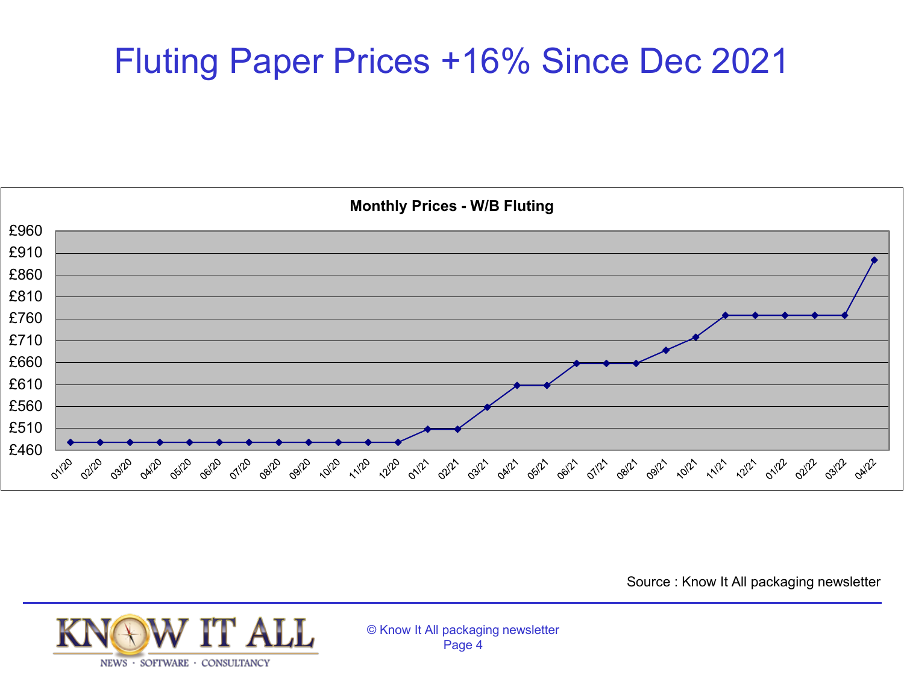# Fluting Paper Prices +16% Since Dec 2021

**Monthly Prices - W/B Fluting**

| Month | Price |
|---|---|
| 01/20 | £475 |
| 02/20 | £475 |
| 03/20 | £475 |
| 04/20 | £475 |
| 05/20 | £475 |
| 06/20 | £475 |
| 07/20 | £475 |
| 08/20 | £475 |
| 09/20 | £475 |
| 10/20 | £475 |
| 11/20 | £475 |
| 12/20 | £475 |
| 01/21 | £505 |
| 02/21 | £505 |
| 03/21 | £555 |
| 04/21 | £605 |
| 05/21 | £605 |
| 06/21 | £655 |
| 07/21 | £655 |
| 08/21 | £655 |
| 09/21 | £685 |
| 10/21 | £715 |
| 11/21 | £765 |
| 12/21 | £765 |
| 01/22 | £765 |
| 02/22 | £765 |
| 03/22 | £765 |
| 04/22 | £890 |

Source : Know It All packaging newsletter

© Know It All packaging newsletter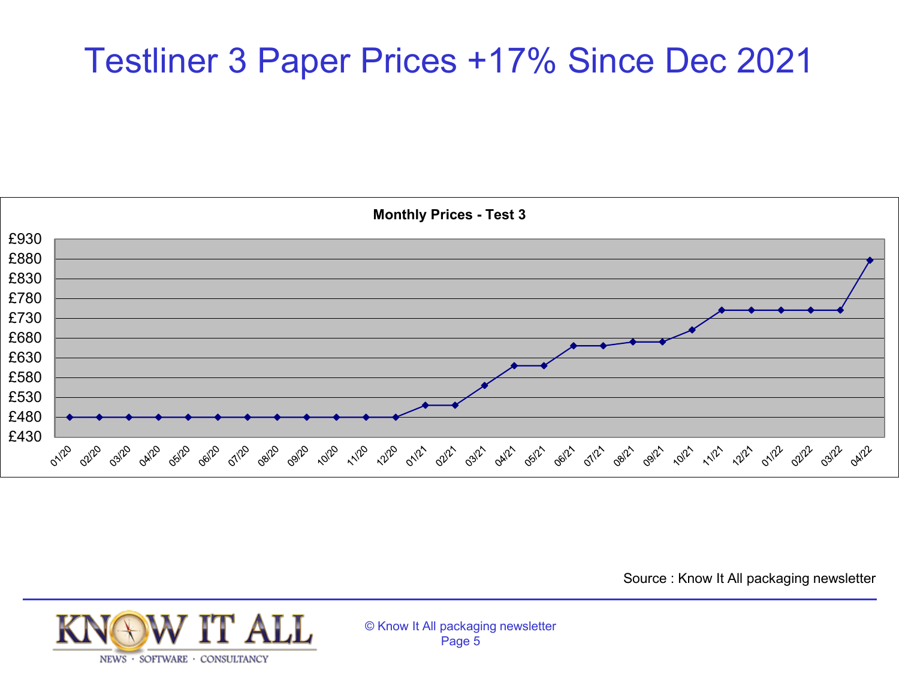# Testliner 3 Paper Prices +17% Since Dec 2021

**Monthly Prices - Test 3**

£930
£880
£830
£780
£730
£680
£630
£580
£530
£480
£430

01/20 02/20 03/20 04/20 05/20 06/20 07/20 08/20 09/20 10/20 11/20 12/20 01/21 02/21 03/21 04/21 05/21 06/21 07/21 08/21 09/21 10/21 11/21 12/21 01/22 02/22 03/22 04/22

Source : Know It All packaging newsletter

© Know It All packaging newsletter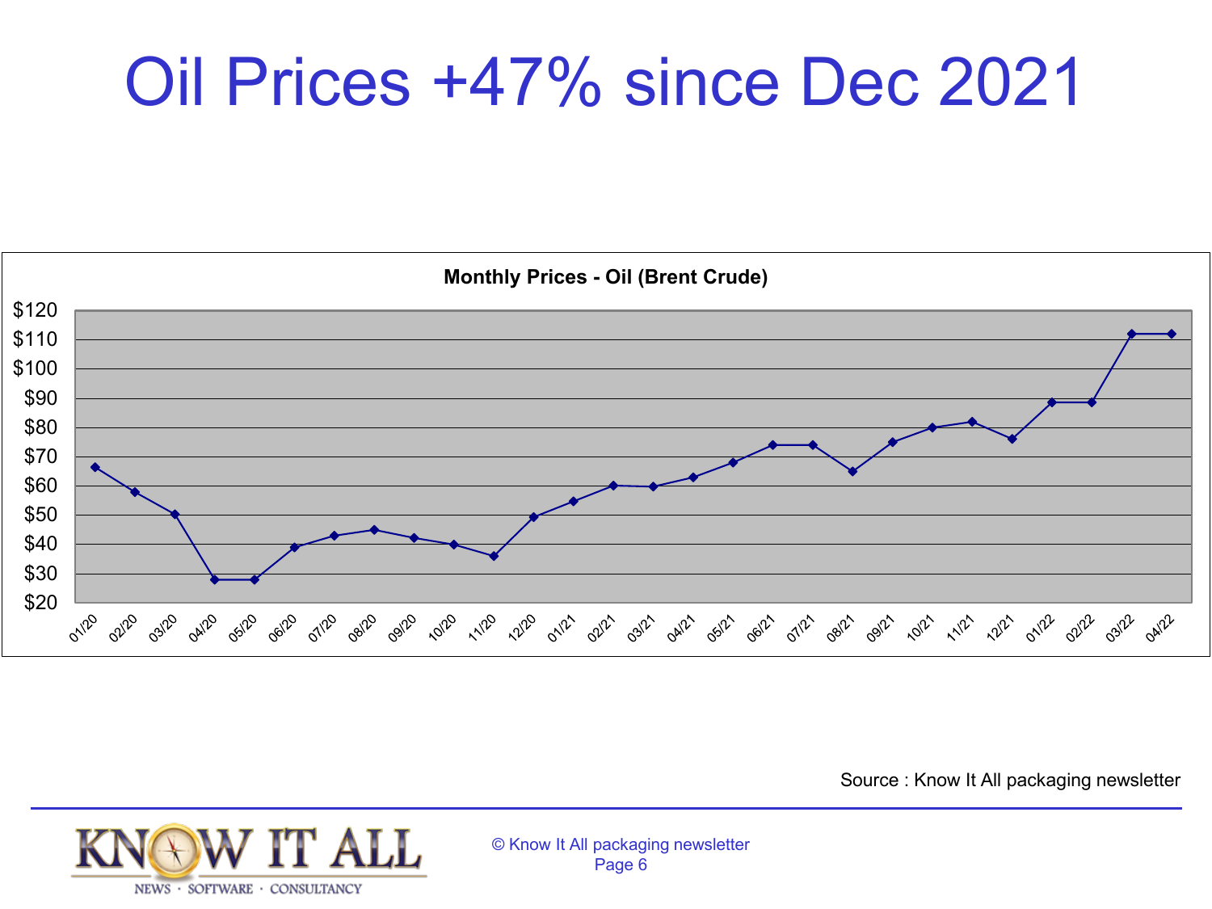# Oil Prices +47% since Dec 2021

**Monthly Prices - Oil (Brent Crude)**

Source : Know It All packaging newsletter

© Know It All packaging newsletter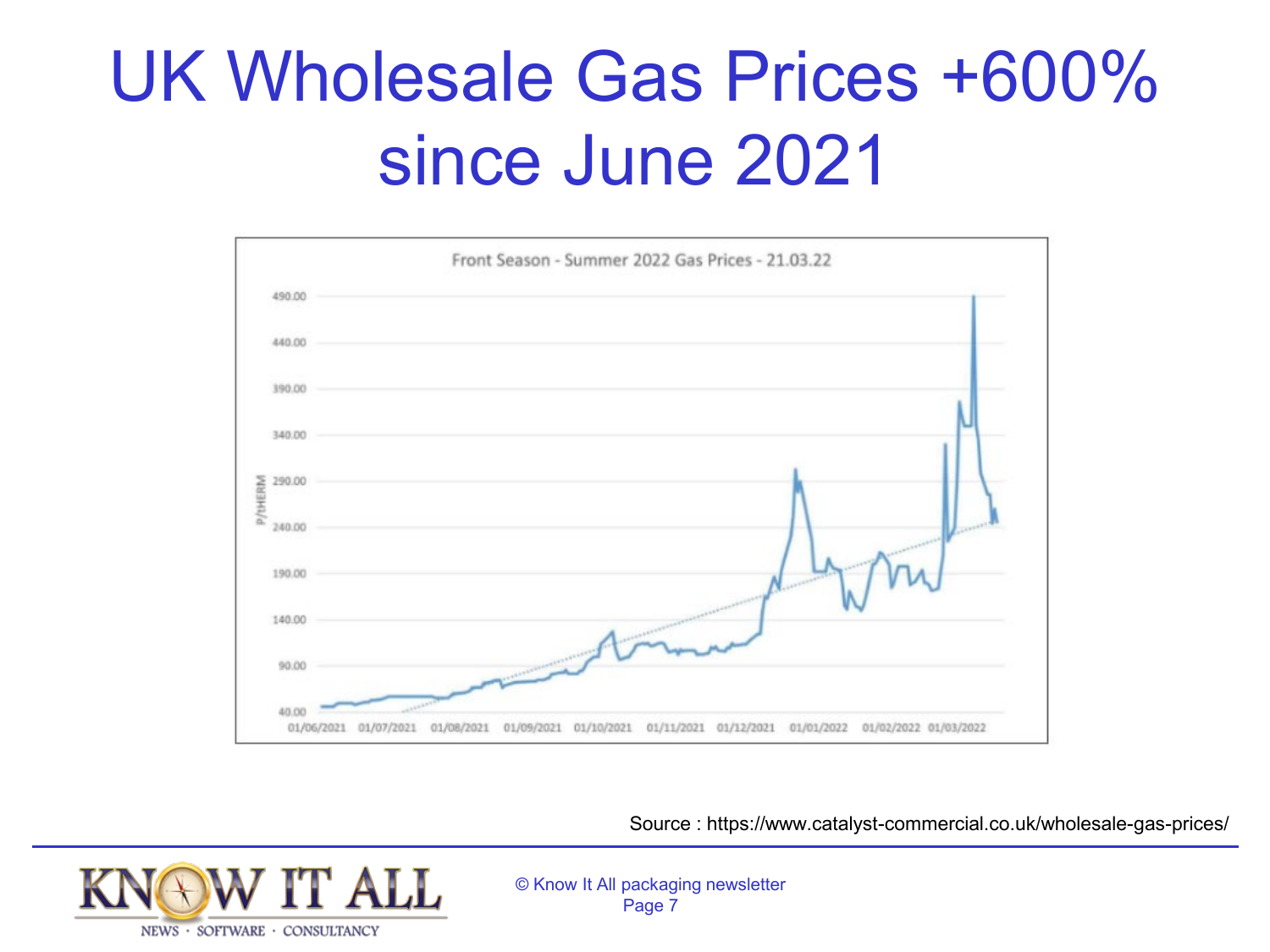# UK Wholesale Gas Prices +600% since June 2021

Front Season - Summer 2022 Gas Prices - 21.03.22

Source : https://www.catalyst-commercial.co.uk/wholesale-gas-prices/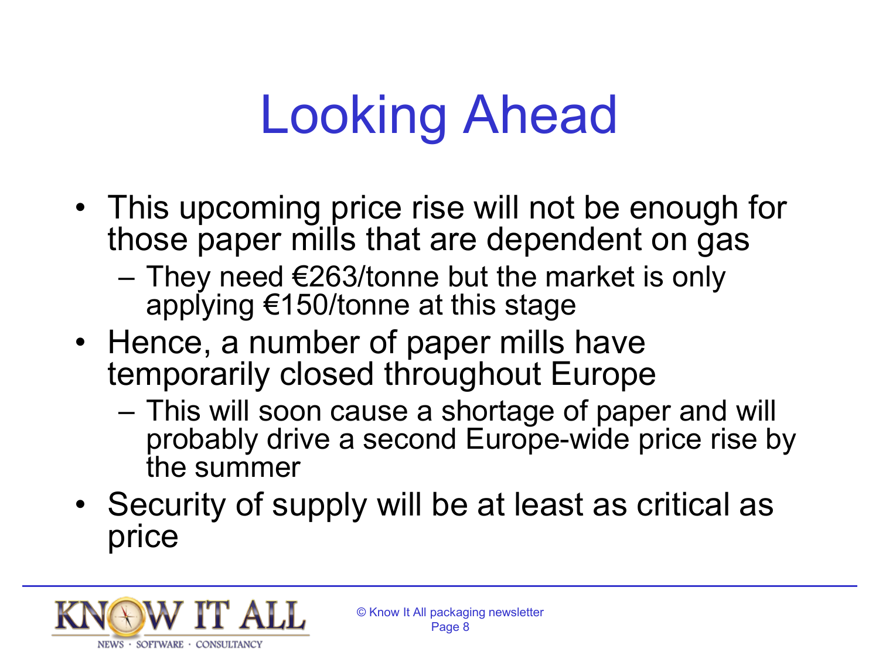# Looking Ahead

- This upcoming price rise will not be enough for those paper mills that are dependent on gas
  - They need €263/tonne but the market is only applying €150/tonne at this stage
- Hence, a number of paper mills have temporarily closed throughout Europe
  - This will soon cause a shortage of paper and will probably drive a second Europe-wide price rise by the summer
- Security of supply will be at least as critical as price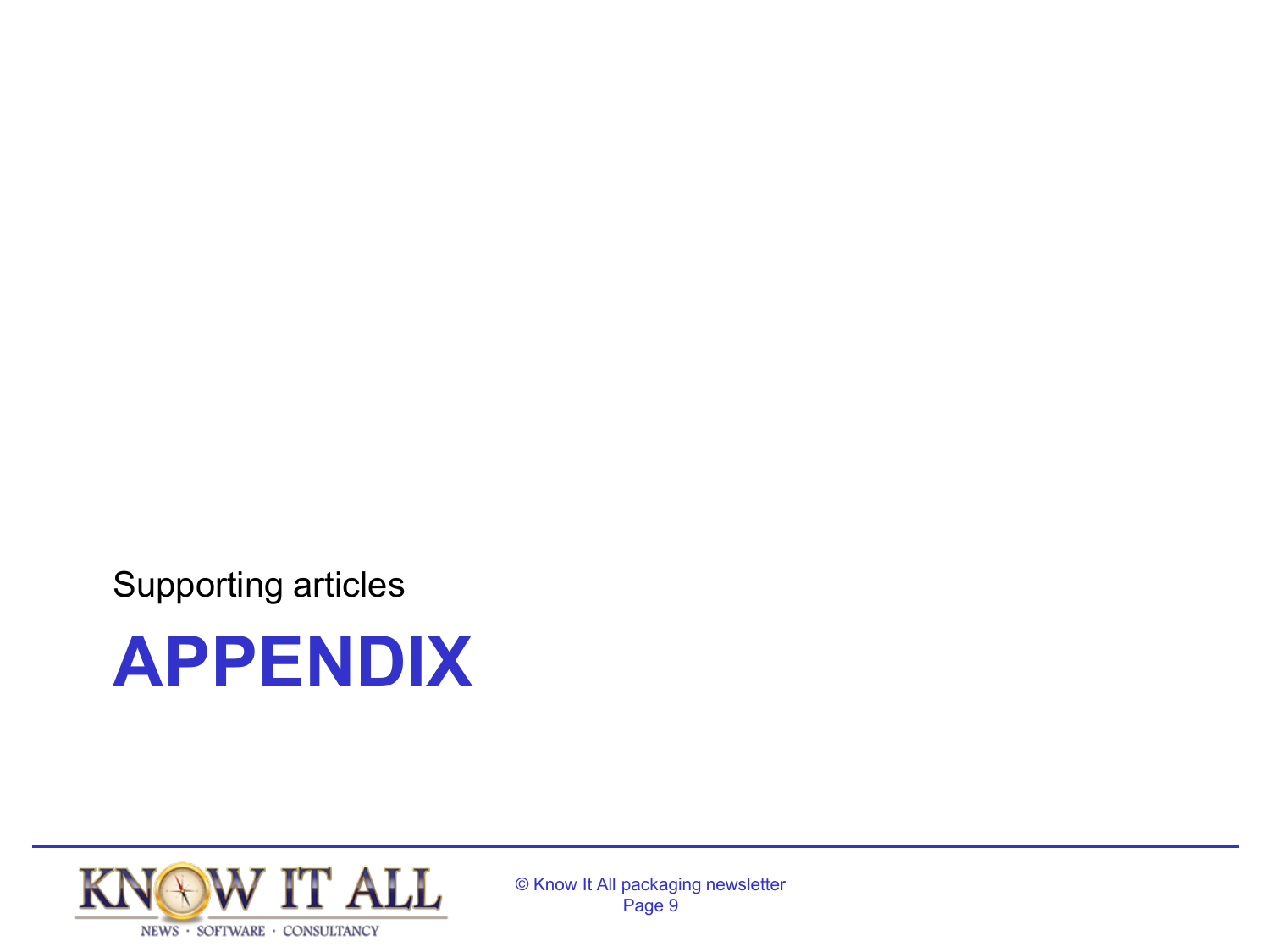Supporting articles

# APPENDIX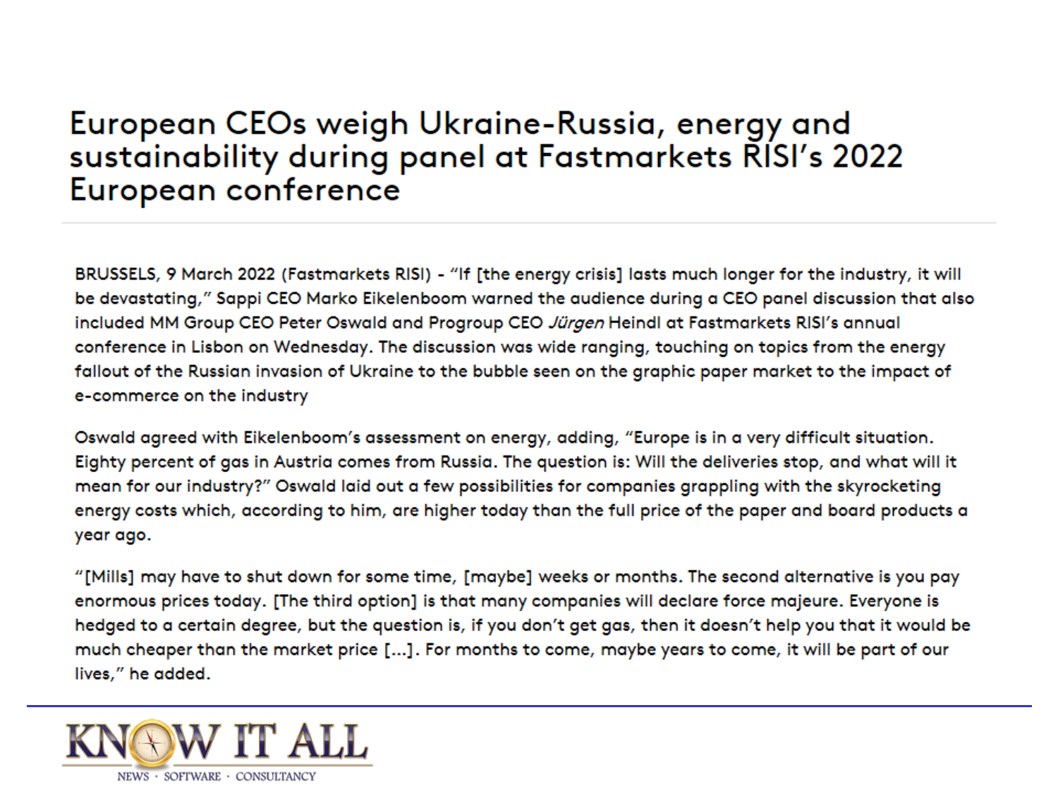# European CEOs weigh Ukraine-Russia, energy and sustainability during panel at Fastmarkets RISI's 2022 European conference

BRUSSELS, 9 March 2022 (Fastmarkets RISI) - "If [the energy crisis] lasts much longer for the industry, it will be devastating," Sappi CEO Marko Eikelenboom warned the audience during a CEO panel discussion that also included MM Group CEO Peter Oswald and Progroup CEO *Jürgen* Heindl at Fastmarkets RISI's annual conference in Lisbon on Wednesday. The discussion was wide ranging, touching on topics from the energy fallout of the Russian invasion of Ukraine to the bubble seen on the graphic paper market to the impact of e-commerce on the industry

Oswald agreed with Eikelenboom's assessment on energy, adding, "Europe is in a very difficult situation. Eighty percent of gas in Austria comes from Russia. The question is: Will the deliveries stop, and what will it mean for our industry?" Oswald laid out a few possibilities for companies grappling with the skyrocketing energy costs which, according to him, are higher today than the full price of the paper and board products a year ago.

"[Mills] may have to shut down for some time, [maybe] weeks or months. The second alternative is you pay enormous prices today. [The third option] is that many companies will declare force majeure. Everyone is hedged to a certain degree, but the question is, if you don't get gas, then it doesn't help you that it would be much cheaper than the market price [...]. For months to come, maybe years to come, it will be part of our lives," he added.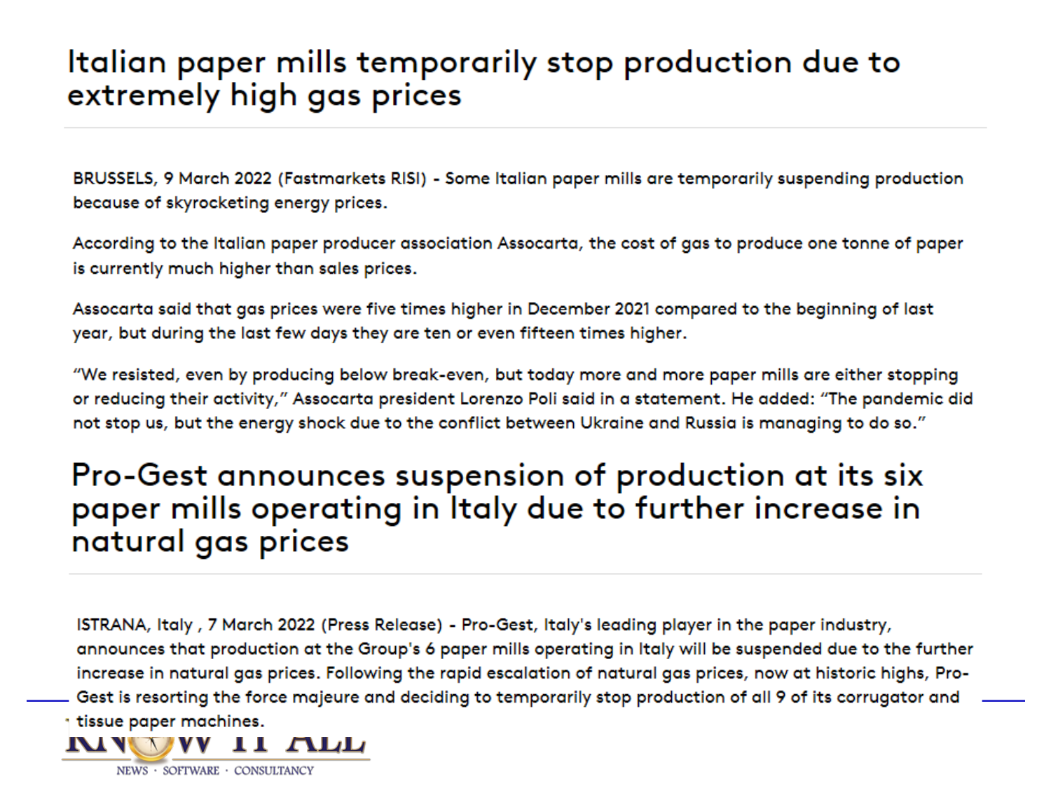# Italian paper mills temporarily stop production due to extremely high gas prices

BRUSSELS, 9 March 2022 (Fastmarkets RISI) - Some Italian paper mills are temporarily suspending production because of skyrocketing energy prices.

According to the Italian paper producer association Assocarta, the cost of gas to produce one tonne of paper is currently much higher than sales prices.

Assocarta said that gas prices were five times higher in December 2021 compared to the beginning of last year, but during the last few days they are ten or even fifteen times higher.

"We resisted, even by producing below break-even, but today more and more paper mills are either stopping or reducing their activity," Assocarta president Lorenzo Poli said in a statement. He added: "The pandemic did not stop us, but the energy shock due to the conflict between Ukraine and Russia is managing to do so."

# Pro-Gest announces suspension of production at its six paper mills operating in Italy due to further increase in natural gas prices

ISTRANA, Italy , 7 March 2022 (Press Release) - Pro-Gest, Italy's leading player in the paper industry, announces that production at the Group's 6 paper mills operating in Italy will be suspended due to the further increase in natural gas prices. Following the rapid escalation of natural gas prices, now at historic highs, Pro-Gest is resorting the force majeure and deciding to temporarily stop production of all 9 of its corrugator and tissue paper machines.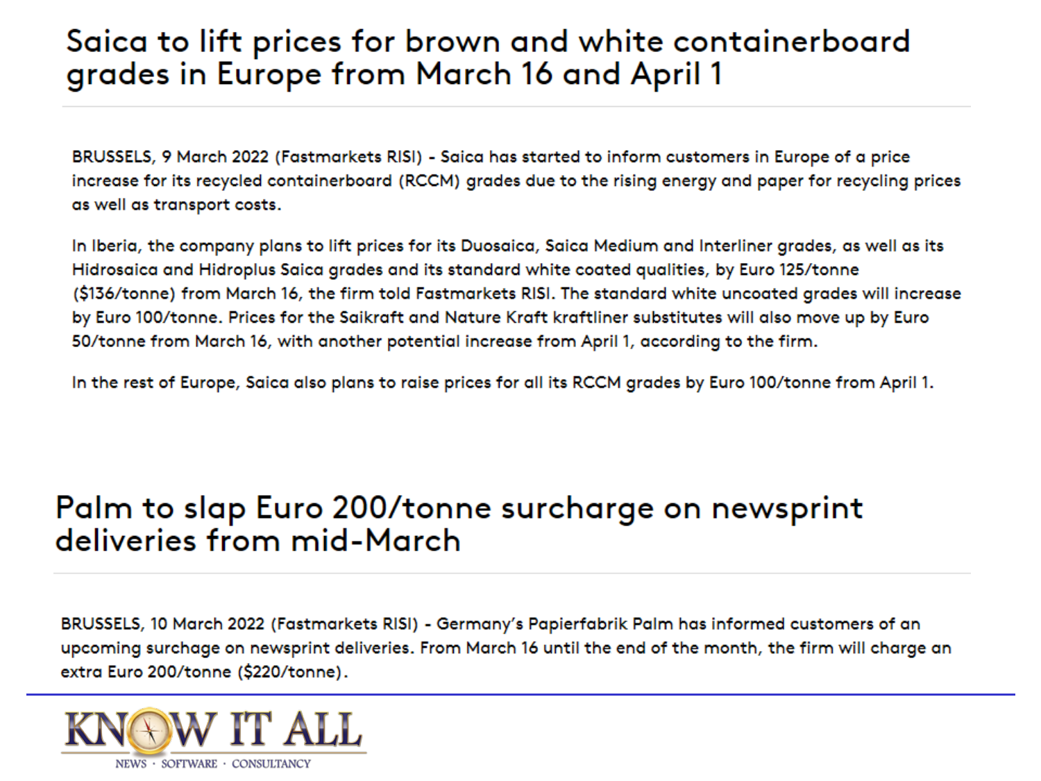# Saica to lift prices for brown and white containerboard grades in Europe from March 16 and April 1

BRUSSELS, 9 March 2022 (Fastmarkets RISI) - Saica has started to inform customers in Europe of a price increase for its recycled containerboard (RCCM) grades due to the rising energy and paper for recycling prices as well as transport costs.

In Iberia, the company plans to lift prices for its Duosaica, Saica Medium and Interliner grades, as well as its Hidrosaica and Hidroplus Saica grades and its standard white coated qualities, by Euro 125/tonne ($136/tonne) from March 16, the firm told Fastmarkets RISI. The standard white uncoated grades will increase by Euro 100/tonne. Prices for the Saikraft and Nature Kraft kraftliner substitutes will also move up by Euro 50/tonne from March 16, with another potential increase from April 1, according to the firm.

In the rest of Europe, Saica also plans to raise prices for all its RCCM grades by Euro 100/tonne from April 1.

# Palm to slap Euro 200/tonne surcharge on newsprint deliveries from mid-March

BRUSSELS, 10 March 2022 (Fastmarkets RISI) - Germany's Papierfabrik Palm has informed customers of an upcoming surchage on newsprint deliveries. From March 16 until the end of the month, the firm will charge an extra Euro 200/tonne ($220/tonne).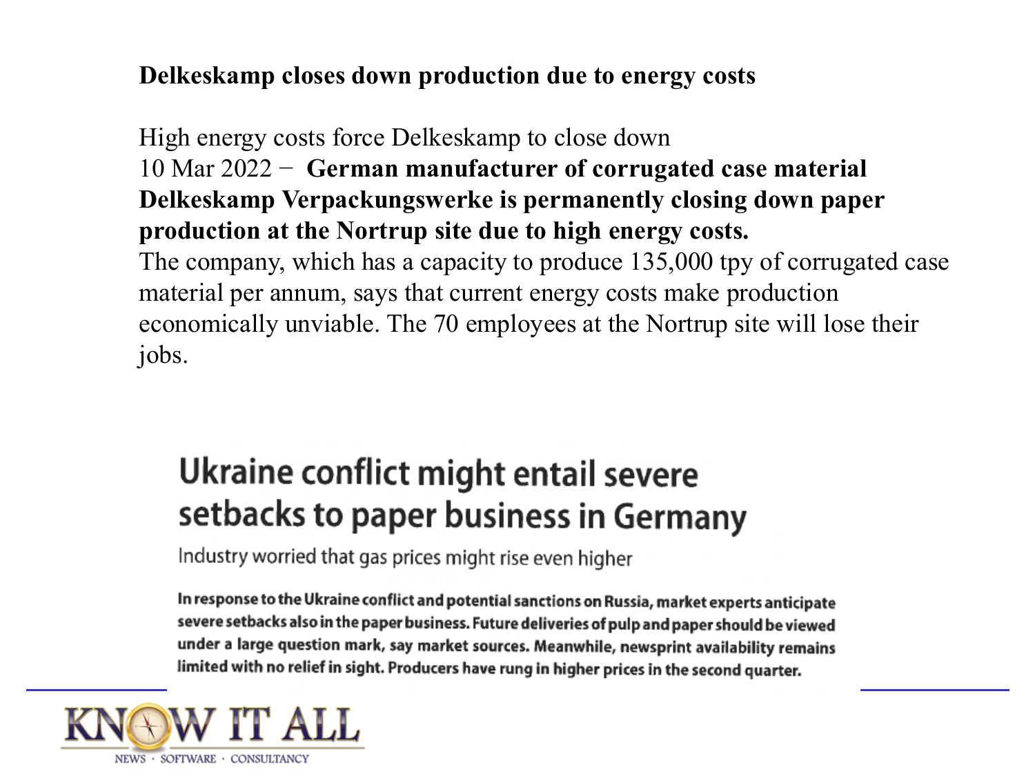**Delkeskamp closes down production due to energy costs**

High energy costs force Delkeskamp to close down
10 Mar 2022 − **German manufacturer of corrugated case material Delkeskamp Verpackungswerke is permanently closing down paper production at the Nortrup site due to high energy costs.**
The company, which has a capacity to produce 135,000 tpy of corrugated case material per annum, says that current energy costs make production economically unviable. The 70 employees at the Nortrup site will lose their jobs.

## Ukraine conflict might entail severe setbacks to paper business in Germany

Industry worried that gas prices might rise even higher

**In response to the Ukraine conflict and potential sanctions on Russia, market experts anticipate severe setbacks also in the paper business. Future deliveries of pulp and paper should be viewed under a large question mark, say market sources. Meanwhile, newsprint availability remains limited with no relief in sight. Producers have rung in higher prices in the second quarter.**

KNOW IT ALL
NEWS · SOFTWARE · CONSULTANCY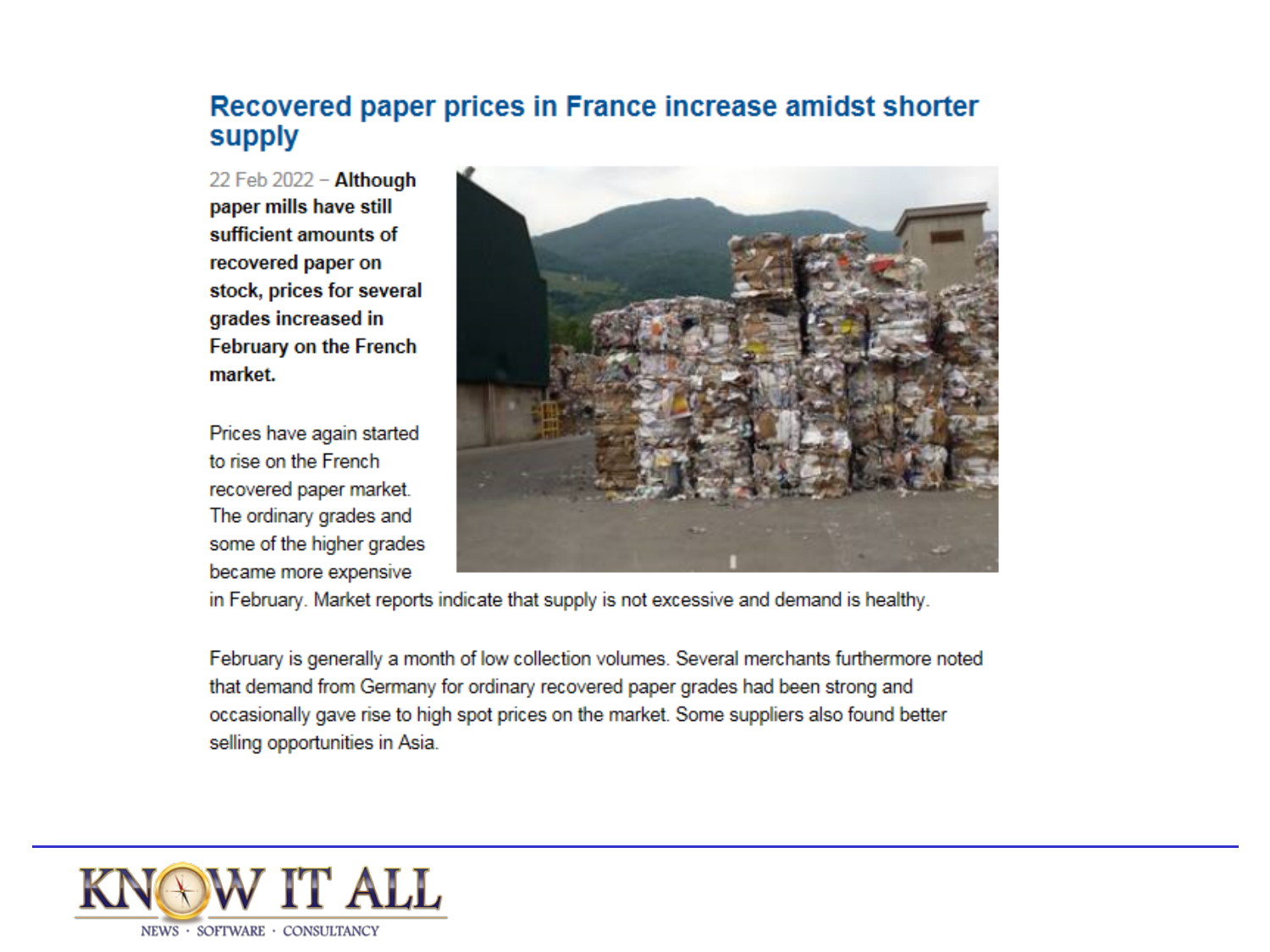## Recovered paper prices in France increase amidst shorter supply

22 Feb 2022 – **Although paper mills have still sufficient amounts of recovered paper on stock, prices for several grades increased in February on the French market.**

Prices have again started to rise on the French recovered paper market. The ordinary grades and some of the higher grades became more expensive in February. Market reports indicate that supply is not excessive and demand is healthy.

February is generally a month of low collection volumes. Several merchants furthermore noted that demand from Germany for ordinary recovered paper grades had been strong and occasionally gave rise to high spot prices on the market. Some suppliers also found better selling opportunities in Asia.